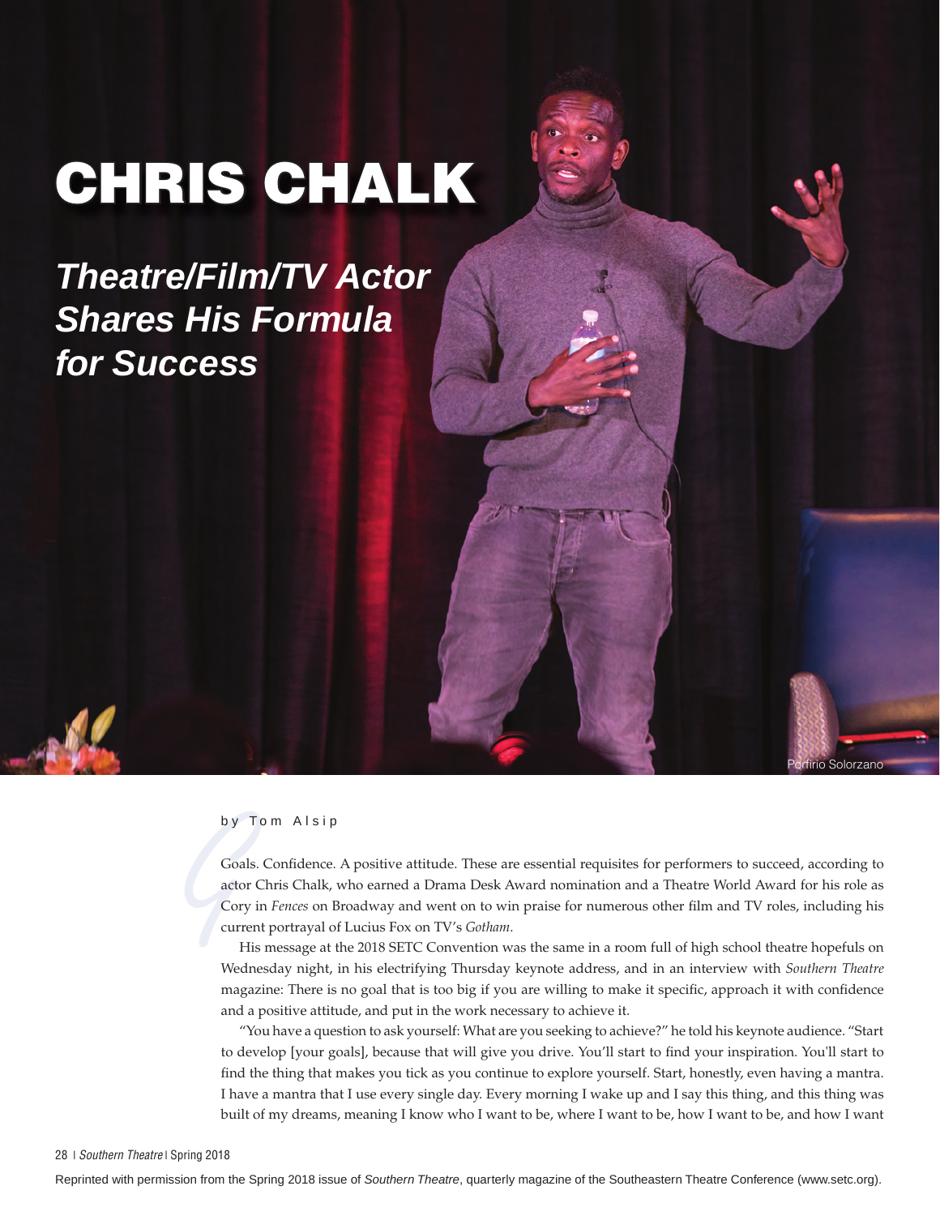# CHRIS CHALK

## *Theatre/Film/TV Actor Shares His Formula for Success*

Porfirio Solorzano

by Tom Alsip

Goals. Confidence. A positive attitude. These are essential requisites for performers to succeed, according to actor Chris Chalk, who earned a Drama Desk Award nomination and a Theatre World Award for his role as Cory in *Fences* on Broadway and went on to win praise for numerous other film and TV roles, including his current portrayal of Lucius Fox on TV's *Gotham*.

His message at the 2018 SETC Convention was the same in a room full of high school theatre hopefuls on Wednesday night, in his electrifying Thursday keynote address, and in an interview with *Southern Theatre* magazine: There is no goal that is too big if you are willing to make it specific, approach it with confidence and a positive attitude, and put in the work necessary to achieve it.

"You have a question to ask yourself: What are you seeking to achieve?" he told his keynote audience. "Start to develop [your goals], because that will give you drive. You'll start to find your inspiration. You'll start to find the thing that makes you tick as you continue to explore yourself. Start, honestly, even having a mantra. I have a mantra that I use every single day. Every morning I wake up and I say this thing, and this thing was built of my dreams, meaning I know who I want to be, where I want to be, how I want to be, and how I want

Reprinted with permission from the Spring 2018 issue of *Southern Theatre*, quarterly magazine of the Southeastern Theatre Conference (www.setc.org).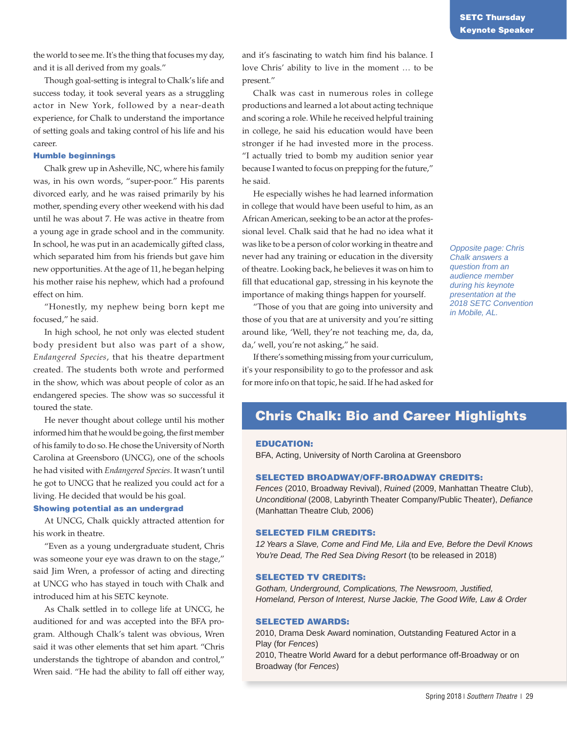the world to see me. It's the thing that focuses my day, and it is all derived from my goals."

Though goal-setting is integral to Chalk's life and success today, it took several years as a struggling actor in New York, followed by a near-death experience, for Chalk to understand the importance of setting goals and taking control of his life and his career.

### Humble beginnings

Chalk grew up in Asheville, NC, where his family was, in his own words, "super-poor." His parents divorced early, and he was raised primarily by his mother, spending every other weekend with his dad until he was about 7. He was active in theatre from a young age in grade school and in the community. In school, he was put in an academically gifted class, which separated him from his friends but gave him new opportunities. At the age of 11, he began helping his mother raise his nephew, which had a profound effect on him.

"Honestly, my nephew being born kept me focused," he said.

In high school, he not only was elected student body president but also was part of a show, *Endangered Species*, that his theatre department created. The students both wrote and performed in the show, which was about people of color as an endangered species. The show was so successful it toured the state.

He never thought about college until his mother informed him that he would be going, the first member of his family to do so. He chose the University of North Carolina at Greensboro (UNCG), one of the schools he had visited with *Endangered Species*. It wasn't until he got to UNCG that he realized you could act for a living. He decided that would be his goal.

### Showing potential as an undergrad

At UNCG, Chalk quickly attracted attention for his work in theatre.

"Even as a young undergraduate student, Chris was someone your eye was drawn to on the stage," said Jim Wren, a professor of acting and directing at UNCG who has stayed in touch with Chalk and introduced him at his SETC keynote.

As Chalk settled in to college life at UNCG, he auditioned for and was accepted into the BFA program. Although Chalk's talent was obvious, Wren said it was other elements that set him apart. "Chris understands the tightrope of abandon and control," Wren said. "He had the ability to fall off either way, and it's fascinating to watch him find his balance. I love Chris' ability to live in the moment … to be present."

Chalk was cast in numerous roles in college productions and learned a lot about acting technique and scoring a role. While he received helpful training in college, he said his education would have been stronger if he had invested more in the process. "I actually tried to bomb my audition senior year because I wanted to focus on prepping for the future," he said.

He especially wishes he had learned information in college that would have been useful to him, as an African American, seeking to be an actor at the professional level. Chalk said that he had no idea what it was like to be a person of color working in theatre and never had any training or education in the diversity of theatre. Looking back, he believes it was on him to fill that educational gap, stressing in his keynote the importance of making things happen for yourself.

"Those of you that are going into university and those of you that are at university and you're sitting around like, 'Well, they're not teaching me, da, da, da,' well, you're not asking," he said.

If there's something missing from your curriculum, it's your responsibility to go to the professor and ask for more info on that topic, he said. If he had asked for

*Opposite page: Chris Chalk answers a question from an audience member during his keynote presentation at the 2018 SETC Convention in Mobile, AL.*

## Chris Chalk: Bio and Career Highlights

**EDUCATION:**
BFA, Acting, University of North Carolina at Greensboro

**SELECTED BROADWAY/OFF-BROADWAY CREDITS:**
*Fences* (2010, Broadway Revival), *Ruined* (2009, Manhattan Theatre Club), *Unconditional* (2008, Labyrinth Theater Company/Public Theater), *Defiance* (Manhattan Theatre Club, 2006)

**SELECTED FILM CREDITS:**
*12 Years a Slave, Come and Find Me, Lila and Eve, Before the Devil Knows You're Dead, The Red Sea Diving Resort* (to be released in 2018)

**SELECTED TV CREDITS:**
*Gotham, Underground, Complications, The Newsroom, Justified, Homeland, Person of Interest, Nurse Jackie, The Good Wife, Law & Order*

**SELECTED AWARDS:**
2010, Drama Desk Award nomination, Outstanding Featured Actor in a Play (for *Fences*)
2010, Theatre World Award for a debut performance off-Broadway or on Broadway (for *Fences*)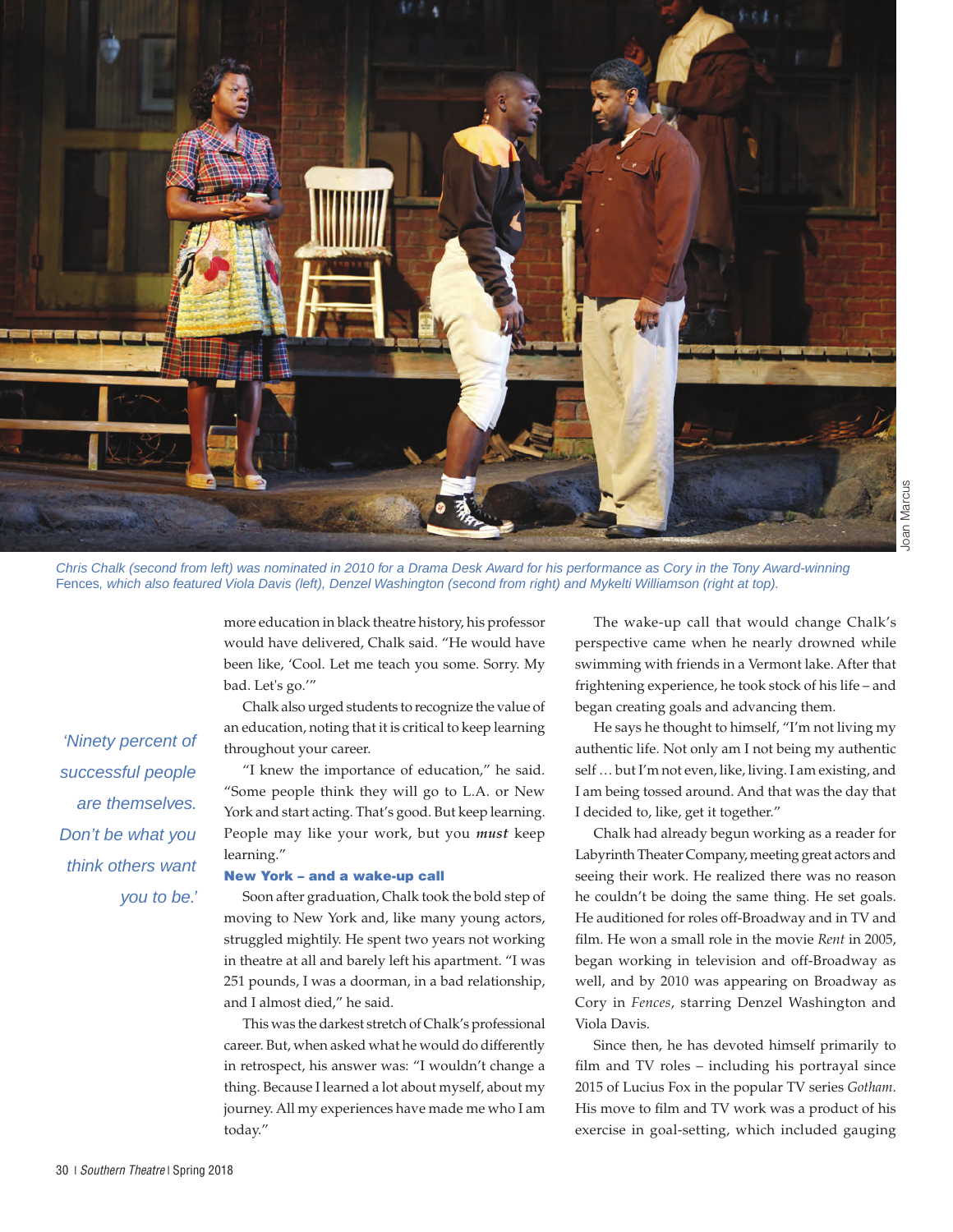Chris Chalk (second from left) was nominated in 2010 for a Drama Desk Award for his performance as Cory in the Tony Award-winning Fences, which also featured Viola Davis (left), Denzel Washington (second from right) and Mykelti Williamson (right at top).

*'Ninety percent of successful people are themselves. Don't be what you think others want you to be.'*

more education in black theatre history, his professor would have delivered, Chalk said. "He would have been like, 'Cool. Let me teach you some. Sorry. My bad. Let's go.'"

Chalk also urged students to recognize the value of an education, noting that it is critical to keep learning throughout your career.

"I knew the importance of education," he said. "Some people think they will go to L.A. or New York and start acting. That's good. But keep learning. People may like your work, but you ***must*** keep learning."

### New York – and a wake-up call

Soon after graduation, Chalk took the bold step of moving to New York and, like many young actors, struggled mightily. He spent two years not working in theatre at all and barely left his apartment. "I was 251 pounds, I was a doorman, in a bad relationship, and I almost died," he said.

This was the darkest stretch of Chalk's professional career. But, when asked what he would do differently in retrospect, his answer was: "I wouldn't change a thing. Because I learned a lot about myself, about my journey. All my experiences have made me who I am today."

The wake-up call that would change Chalk's perspective came when he nearly drowned while swimming with friends in a Vermont lake. After that frightening experience, he took stock of his life – and began creating goals and advancing them.

He says he thought to himself, "I'm not living my authentic life. Not only am I not being my authentic self … but I'm not even, like, living. I am existing, and I am being tossed around. And that was the day that I decided to, like, get it together."

Chalk had already begun working as a reader for Labyrinth Theater Company, meeting great actors and seeing their work. He realized there was no reason he couldn't be doing the same thing. He set goals. He auditioned for roles off-Broadway and in TV and film. He won a small role in the movie *Rent* in 2005, began working in television and off-Broadway as well, and by 2010 was appearing on Broadway as Cory in *Fences*, starring Denzel Washington and Viola Davis.

Since then, he has devoted himself primarily to film and TV roles – including his portrayal since 2015 of Lucius Fox in the popular TV series *Gotham*. His move to film and TV work was a product of his exercise in goal-setting, which included gauging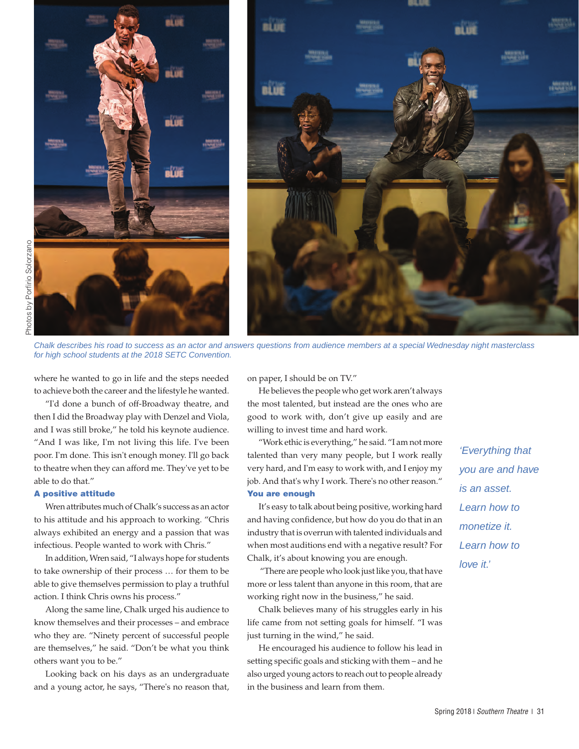Photos by Porfirio Solorzano

*Chalk describes his road to success as an actor and answers questions from audience members at a special Wednesday night masterclass for high school students at the 2018 SETC Convention.*

where he wanted to go in life and the steps needed to achieve both the career and the lifestyle he wanted.

"I'd done a bunch of off-Broadway theatre, and then I did the Broadway play with Denzel and Viola, and I was still broke," he told his keynote audience. "And I was like, I'm not living this life. I've been poor. I'm done. This isn't enough money. I'll go back to theatre when they can afford me. They've yet to be able to do that."

### A positive attitude

Wren attributes much of Chalk's success as an actor to his attitude and his approach to working. "Chris always exhibited an energy and a passion that was infectious. People wanted to work with Chris."

In addition, Wren said, "I always hope for students to take ownership of their process … for them to be able to give themselves permission to play a truthful action. I think Chris owns his process."

Along the same line, Chalk urged his audience to know themselves and their processes – and embrace who they are. "Ninety percent of successful people are themselves," he said. "Don't be what you think others want you to be."

Looking back on his days as an undergraduate and a young actor, he says, "There's no reason that, on paper, I should be on TV."

He believes the people who get work aren't always the most talented, but instead are the ones who are good to work with, don't give up easily and are willing to invest time and hard work.

"Work ethic is everything," he said. "I am not more talented than very many people, but I work really very hard, and I'm easy to work with, and I enjoy my job. And that's why I work. There's no other reason."

### You are enough

It's easy to talk about being positive, working hard and having confidence, but how do you do that in an industry that is overrun with talented individuals and when most auditions end with a negative result? For Chalk, it's about knowing you are enough.

"There are people who look just like you, that have more or less talent than anyone in this room, that are working right now in the business," he said.

Chalk believes many of his struggles early in his life came from not setting goals for himself. "I was just turning in the wind," he said.

He encouraged his audience to follow his lead in setting specific goals and sticking with them – and he also urged young actors to reach out to people already in the business and learn from them.

> *'Everything that you are and have is an asset. Learn how to monetize it. Learn how to love it.'*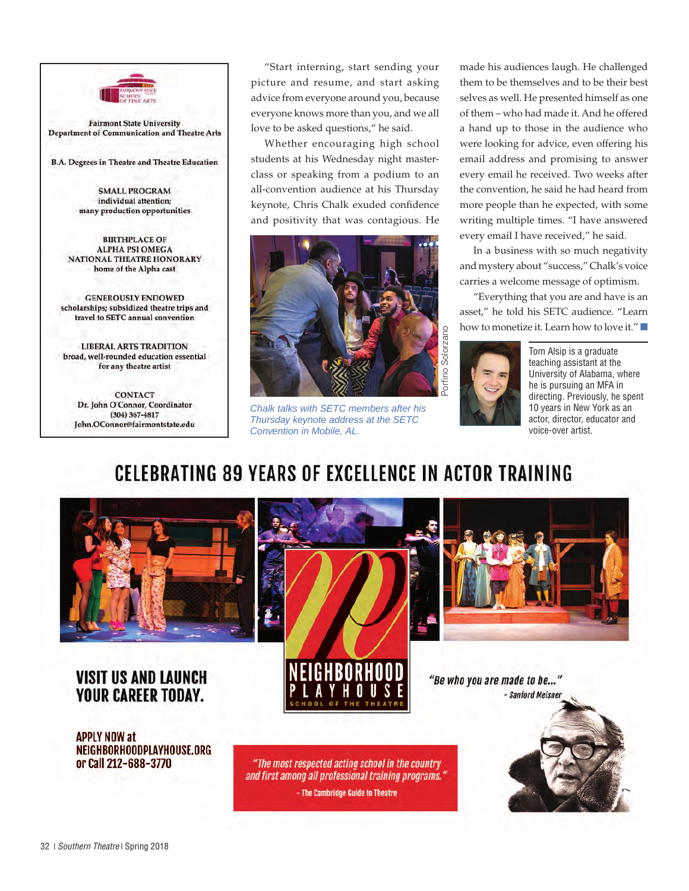Fairmont State University
Department of Communication and Theatre Arts

B.A. Degrees in Theatre and Theatre Education

SMALL PROGRAM
individual attention;
many production opportunities

BIRTHPLACE OF
ALPHA PSI OMEGA
NATIONAL THEATRE HONORARY
home of the Alpha cast

GENEROUSLY ENDOWED
scholarships; subsidized theatre trips and travel to SETC annual convention

LIBERAL ARTS TRADITION
broad, well-rounded education essential for any theatre artist

CONTACT
Dr. John O'Connor, Coordinator
(304) 367-4817
John.OConnor@fairmontstate.edu

"Start interning, start sending your picture and resume, and start asking advice from everyone around you, because everyone knows more than you, and we all love to be asked questions," he said.

Whether encouraging high school students at his Wednesday night master-class or speaking from a podium to an all-convention audience at his Thursday keynote, Chris Chalk exuded confidence and positivity that was contagious. He made his audiences laugh. He challenged them to be themselves and to be their best selves as well. He presented himself as one of them – who had made it. And he offered a hand up to those in the audience who were looking for advice, even offering his email address and promising to answer every email he received. Two weeks after the convention, he said he had heard from more people than he expected, with some writing multiple times. "I have answered every email I have received," he said.

In a business with so much negativity and mystery about "success," Chalk's voice carries a welcome message of optimism.

"Everything that you are and have is an asset," he told his SETC audience. "Learn how to monetize it. Learn how to love it." ■

Porfirio Solorzano

*Chalk talks with SETC members after his Thursday keynote address at the SETC Convention in Mobile, AL.*

Tom Alsip is a graduate teaching assistant at the University of Alabama, where he is pursuing an MFA in directing. Previously, he spent 10 years in New York as an actor, director, educator and voice-over artist.

# CELEBRATING 89 YEARS OF EXCELLENCE IN ACTOR TRAINING

NEIGHBORHOOD PLAYHOUSE
SCHOOL OF THE THEATRE

**VISIT US AND LAUNCH YOUR CAREER TODAY.**

**APPLY NOW at NEIGHBORHOODPLAYHOUSE.ORG or Call 212-688-3770**

*"Be who you are made to be..."*
*- Sanford Meisner*

*"The most respected acting school in the country and first among all professional training programs."*
– The Cambridge Guide to Theatre